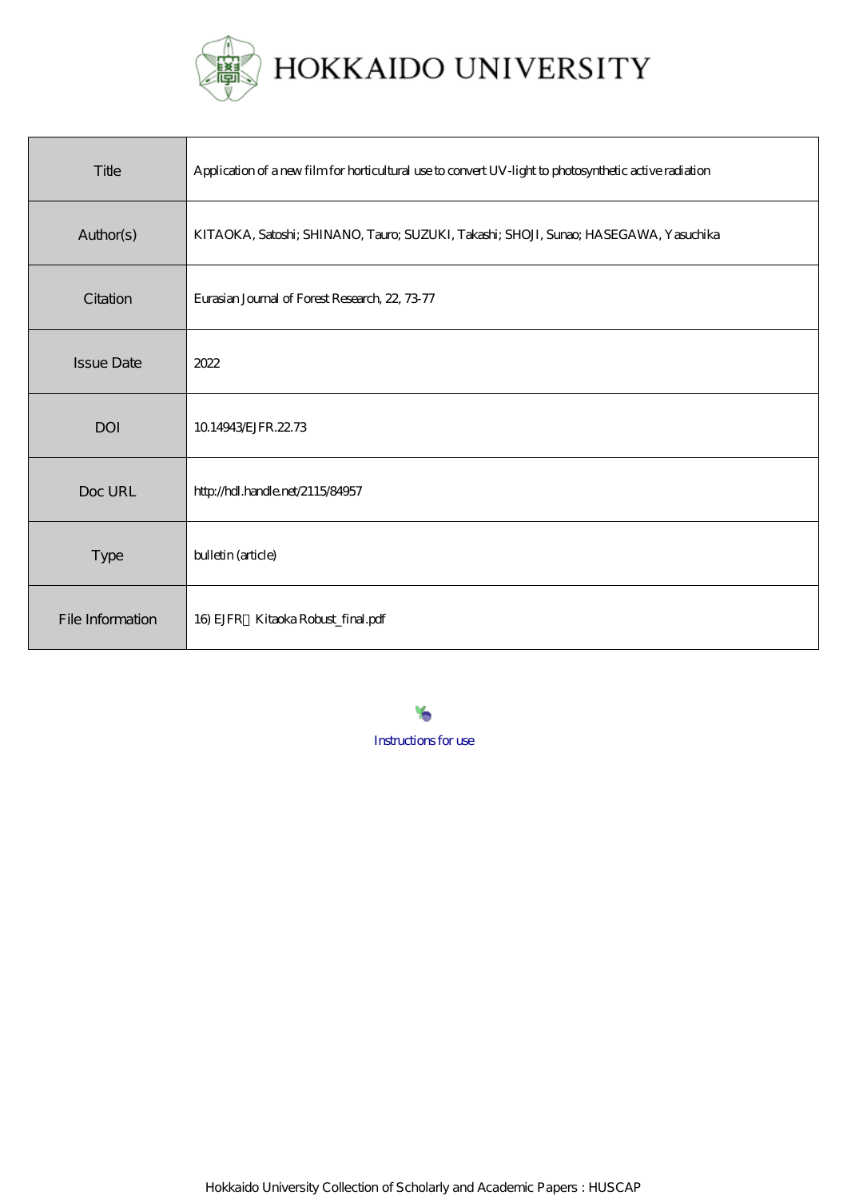# HOKKAIDO UNIVERSITY

| | |
|---|---|
| Title | Application of a new film for horticultural use to convert UV-light to photosynthetic active radiation |
| Author(s) | KITAOKA, Satoshi; SHINANO, Tauro; SUZUKI, Takashi; SHOJI, Sunao; HASEGAWA, Yasuchika |
| Citation | Eurasian Journal of Forest Research, 22, 73-77 |
| Issue Date | 2022 |
| DOI | 10.14943/EJFR.22.73 |
| Doc URL | http://hdl.handle.net/2115/84957 |
| Type | bulletin (article) |
| File Information | 16) EJFR Kitaoka Robust_final.pdf |

Instructions for use

Hokkaido University Collection of Scholarly and Academic Papers : HUSCAP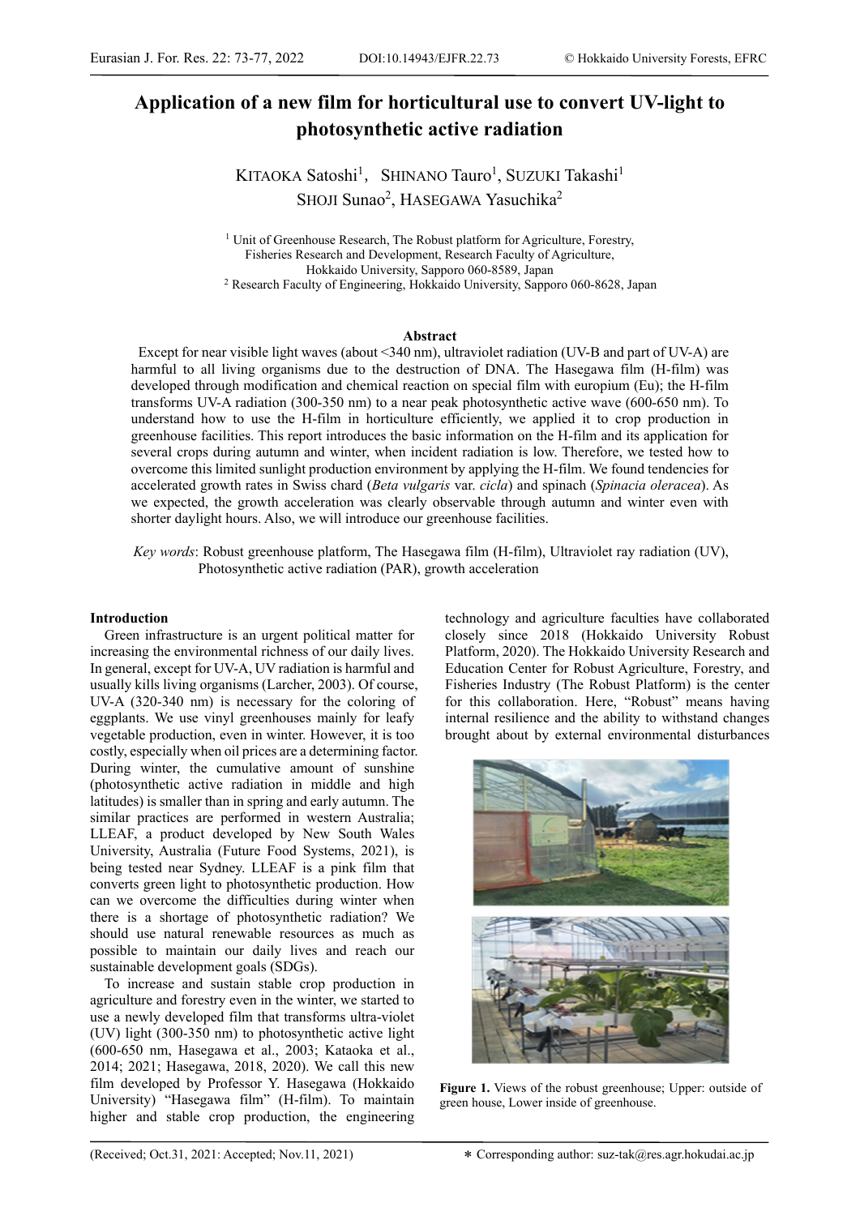# Application of a new film for horticultural use to convert UV-light to photosynthetic active radiation

KITAOKA Satoshi[1], SHINANO Tauro[1], SUZUKI Takashi[1]
SHOJI Sunao[2], HASEGAWA Yasuchika[2]

[1] Unit of Greenhouse Research, The Robust platform for Agriculture, Forestry, Fisheries Research and Development, Research Faculty of Agriculture, Hokkaido University, Sapporo 060-8589, Japan
[2] Research Faculty of Engineering, Hokkaido University, Sapporo 060-8628, Japan

## Abstract

Except for near visible light waves (about <340 nm), ultraviolet radiation (UV-B and part of UV-A) are harmful to all living organisms due to the destruction of DNA. The Hasegawa film (H-film) was developed through modification and chemical reaction on special film with europium (Eu); the H-film transforms UV-A radiation (300-350 nm) to a near peak photosynthetic active wave (600-650 nm). To understand how to use the H-film in horticulture efficiently, we applied it to crop production in greenhouse facilities. This report introduces the basic information on the H-film and its application for several crops during autumn and winter, when incident radiation is low. Therefore, we tested how to overcome this limited sunlight production environment by applying the H-film. We found tendencies for accelerated growth rates in Swiss chard (*Beta vulgaris* var. *cicla*) and spinach (*Spinacia oleracea*). As we expected, the growth acceleration was clearly observable through autumn and winter even with shorter daylight hours. Also, we will introduce our greenhouse facilities.

*Key words*: Robust greenhouse platform, The Hasegawa film (H-film), Ultraviolet ray radiation (UV), Photosynthetic active radiation (PAR), growth acceleration

## Introduction

Green infrastructure is an urgent political matter for increasing the environmental richness of our daily lives. In general, except for UV-A, UV radiation is harmful and usually kills living organisms (Larcher, 2003). Of course, UV-A (320-340 nm) is necessary for the coloring of eggplants. We use vinyl greenhouses mainly for leafy vegetable production, even in winter. However, it is too costly, especially when oil prices are a determining factor. During winter, the cumulative amount of sunshine (photosynthetic active radiation in middle and high latitudes) is smaller than in spring and early autumn. The similar practices are performed in western Australia; LLEAF, a product developed by New South Wales University, Australia (Future Food Systems, 2021), is being tested near Sydney. LLEAF is a pink film that converts green light to photosynthetic production. How can we overcome the difficulties during winter when there is a shortage of photosynthetic radiation? We should use natural renewable resources as much as possible to maintain our daily lives and reach our sustainable development goals (SDGs).

To increase and sustain stable crop production in agriculture and forestry even in the winter, we started to use a newly developed film that transforms ultra-violet (UV) light (300-350 nm) to photosynthetic active light (600-650 nm, Hasegawa et al., 2003; Kataoka et al., 2014; 2021; Hasegawa, 2018, 2020). We call this new film developed by Professor Y. Hasegawa (Hokkaido University) "Hasegawa film" (H-film). To maintain higher and stable crop production, the engineering technology and agriculture faculties have collaborated closely since 2018 (Hokkaido University Robust Platform, 2020). The Hokkaido University Research and Education Center for Robust Agriculture, Forestry, and Fisheries Industry (The Robust Platform) is the center for this collaboration. Here, "Robust" means having internal resilience and the ability to withstand changes brought about by external environmental disturbances

**Figure 1.** Views of the robust greenhouse; Upper: outside of green house, Lower inside of greenhouse.

(Received; Oct.31, 2021: Accepted; Nov.11, 2021)

∗ Corresponding author: suz-tak@res.agr.hokudai.ac.jp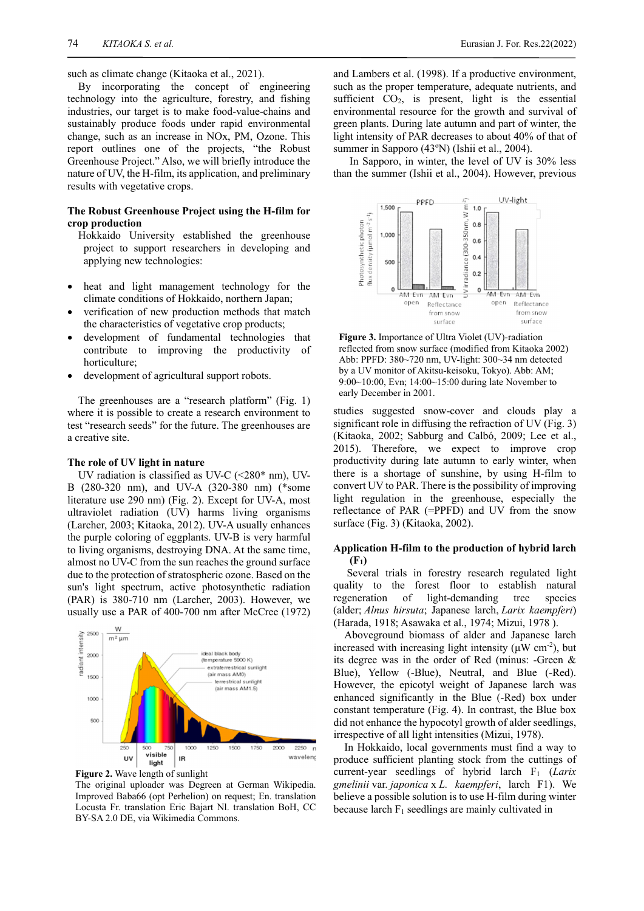such as climate change (Kitaoka et al., 2021).

By incorporating the concept of engineering technology into the agriculture, forestry, and fishing industries, our target is to make food-value-chains and sustainably produce foods under rapid environmental change, such as an increase in NOx, PM, Ozone. This report outlines one of the projects, "the Robust Greenhouse Project." Also, we will briefly introduce the nature of UV, the H-film, its application, and preliminary results with vegetative crops.

## The Robust Greenhouse Project using the H-film for crop production

Hokkaido University established the greenhouse project to support researchers in developing and applying new technologies:

- heat and light management technology for the climate conditions of Hokkaido, northern Japan;
- verification of new production methods that match the characteristics of vegetative crop products;
- development of fundamental technologies that contribute to improving the productivity of horticulture;
- development of agricultural support robots.

The greenhouses are a "research platform" (Fig. 1) where it is possible to create a research environment to test "research seeds" for the future. The greenhouses are a creative site.

## The role of UV light in nature

UV radiation is classified as UV-C (<280* nm), UV-B (280-320 nm), and UV-A (320-380 nm) (*some literature use 290 nm) (Fig. 2). Except for UV-A, most ultraviolet radiation (UV) harms living organisms (Larcher, 2003; Kitaoka, 2012). UV-A usually enhances the purple coloring of eggplants. UV-B is very harmful to living organisms, destroying DNA. At the same time, almost no UV-C from the sun reaches the ground surface due to the protection of stratospheric ozone. Based on the sun's light spectrum, active photosynthetic radiation (PAR) is 380-710 nm (Larcher, 2003). However, we usually use a PAR of 400-700 nm after McCree (1972)

radiant intensity
W / m² µm
2500
2000
1500
1000
500
ideal black body (temperature 5900 K)
extraterrestrical sunlight (air mass AM0)
terrestrical sunlight (air mass AM1.5)
250 500 750 1000 1250 1500 1750 2000 2250 n
UV visible light IR waveleng

**Figure 2.** Wave length of sunlight
The original uploader was Degreen at German Wikipedia. Improved Baba66 (opt Perhelion) on request; En. translation Locusta Fr. translation Eric Bajart Nl. translation BoH, CC BY-SA 2.0 DE, via Wikimedia Commons.

and Lambers et al. (1998). If a productive environment, such as the proper temperature, adequate nutrients, and sufficient $CO_2$, is present, light is the essential environmental resource for the growth and survival of green plants. During late autumn and part of winter, the light intensity of PAR decreases to about 40% of that of summer in Sapporo (43ºN) (Ishii et al., 2004).

In Sapporo, in winter, the level of UV is 30% less than the summer (Ishii et al., 2004). However, previous

PPFD
Photosynthetic photon flux density (µmol m⁻² s⁻¹)
1,500
1,000
500
0
AM Evn AM Evn
open Reflectance from snow surface
UV-light
UV irradiance (300-350nm, W m⁻²)
1.0
0.8
0.6
0.4
0.2
0
AM Evn AM Evn
open Reflectance from snow surface

**Figure 3.** Importance of Ultra Violet (UV)-radiation reflected from snow surface (modified from Kitaoka 2002) Abb: PPFD: 380~720 nm, UV-light: 300~34 nm detected by a UV monitor of Akitsu-keisoku, Tokyo). Abb: AM; 9:00~10:00, Evn; 14:00~15:00 during late November to early December in 2001.

studies suggested snow-cover and clouds play a significant role in diffusing the refraction of UV (Fig. 3) (Kitaoka, 2002; Sabburg and Calbó, 2009; Lee et al., 2015). Therefore, we expect to improve crop productivity during late autumn to early winter, when there is a shortage of sunshine, by using H-film to convert UV to PAR. There is the possibility of improving light regulation in the greenhouse, especially the reflectance of PAR (=PPFD) and UV from the snow surface (Fig. 3) (Kitaoka, 2002).

## Application H-film to the production of hybrid larch ($F_1$)

Several trials in forestry research regulated light quality to the forest floor to establish natural regeneration of light-demanding tree species (alder; *Alnus hirsuta*; Japanese larch, *Larix kaempferi*) (Harada, 1918; Asawaka et al., 1974; Mizui, 1978 ).

Aboveground biomass of alder and Japanese larch increased with increasing light intensity (µW cm⁻²), but its degree was in the order of Red (minus: -Green & Blue), Yellow (-Blue), Neutral, and Blue (-Red). However, the epicotyl weight of Japanese larch was enhanced significantly in the Blue (-Red) box under constant temperature (Fig. 4). In contrast, the Blue box did not enhance the hypocotyl growth of alder seedlings, irrespective of all light intensities (Mizui, 1978).

In Hokkaido, local governments must find a way to produce sufficient planting stock from the cuttings of current-year seedlings of hybrid larch $F_1$ (*Larix gmelinii* var. *japonica* x *L. kaempferi*, larch F1). We believe a possible solution is to use H-film during winter because larch $F_1$ seedlings are mainly cultivated in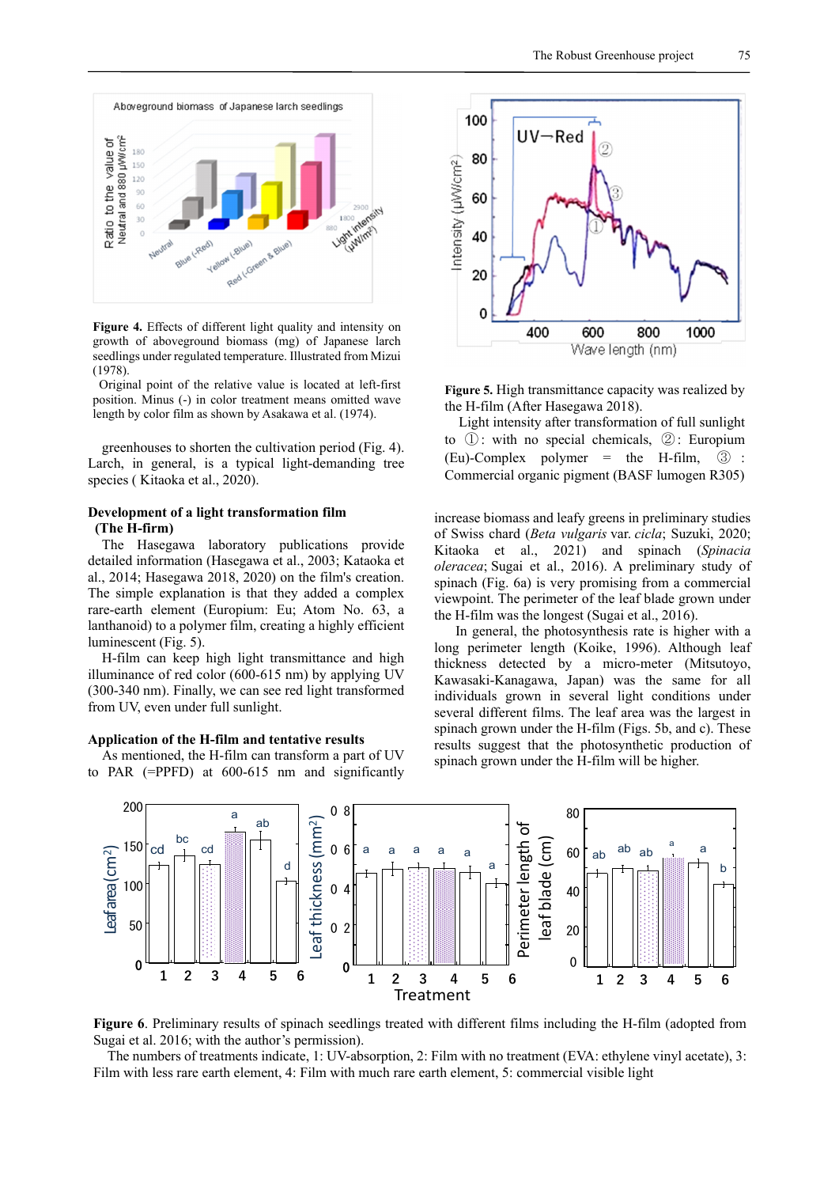Aboveground biomass of Japanese larch seedlings

Ratio to the value of Neutral and 880 μW/cm²

180
150
120
90
60
30
0

Neutral
Blue (-Red)
Yellow (-Blue)
Red (-Green & Blue)

2900
1800
880
Light intensity (μW/m²)

**Figure 4.** Effects of different light quality and intensity on growth of aboveground biomass (mg) of Japanese larch seedlings under regulated temperature. Illustrated from Mizui (1978).

Original point of the relative value is located at left-first position. Minus (-) in color treatment means omitted wave length by color film as shown by Asakawa et al. (1974).

greenhouses to shorten the cultivation period (Fig. 4). Larch, in general, is a typical light-demanding tree species ( Kitaoka et al., 2020).

### Development of a light transformation film (The H-firm)

The Hasegawa laboratory publications provide detailed information (Hasegawa et al., 2003; Kataoka et al., 2014; Hasegawa 2018, 2020) on the film's creation. The simple explanation is that they added a complex rare-earth element (Europium: Eu; Atom No. 63, a lanthanoid) to a polymer film, creating a highly efficient luminescent (Fig. 5).

H-film can keep high light transmittance and high illuminance of red color (600-615 nm) by applying UV (300-340 nm). Finally, we can see red light transformed from UV, even under full sunlight.

### Application of the H-film and tentative results

As mentioned, the H-film can transform a part of UV to PAR (=PPFD) at 600-615 nm and significantly increase biomass and leafy greens in preliminary studies of Swiss chard (*Beta vulgaris* var. *cicla*; Suzuki, 2020; Kitaoka et al., 2021) and spinach (*Spinacia oleracea*; Sugai et al., 2016). A preliminary study of spinach (Fig. 6a) is very promising from a commercial viewpoint. The perimeter of the leaf blade grown under the H-film was the longest (Sugai et al., 2016).

In general, the photosynthesis rate is higher with a long perimeter length (Koike, 1996). Although leaf thickness detected by a micro-meter (Mitsutoyo, Kawasaki-Kanagawa, Japan) was the same for all individuals grown in several light conditions under several different films. The leaf area was the largest in spinach grown under the H-film (Figs. 5b, and c). These results suggest that the photosynthetic production of spinach grown under the H-film will be higher.

100
80
60
40
20
0
Intensity (μW/cm²)
UV→Red
②
③
①
400
600
800
1000
Wave length (nm)

**Figure 5.** High transmittance capacity was realized by the H-film (After Hasegawa 2018).

Light intensity after transformation of full sunlight to ①: with no special chemicals, ②: Europium (Eu)-Complex polymer = the H-film, ③ : Commercial organic pigment (BASF lumogen R305)

Leaf area (cm²)
200
150
100
50
0
cd bc cd a ab d
1 2 3 4 5 6

Leaf thickness (mm²)
0 8
0 6
0 4
0 2
0
a a a a a a
1 2 3 4 5 6
Treatment

Perimeter length of leaf blade (cm)
80
60
40
20
0
ab ab ab a a b
1 2 3 4 5 6

**Figure 6**. Preliminary results of spinach seedlings treated with different films including the H-film (adopted from Sugai et al. 2016; with the author's permission).

The numbers of treatments indicate, 1: UV-absorption, 2: Film with no treatment (EVA: ethylene vinyl acetate), 3: Film with less rare earth element, 4: Film with much rare earth element, 5: commercial visible light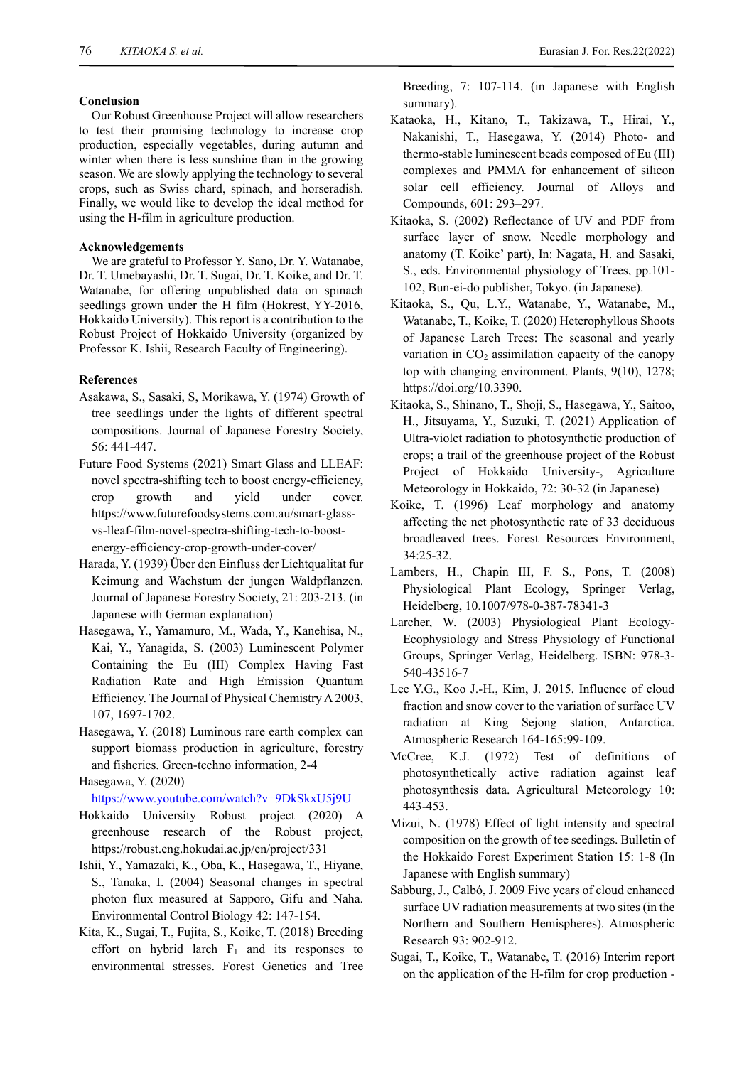## Conclusion

Our Robust Greenhouse Project will allow researchers to test their promising technology to increase crop production, especially vegetables, during autumn and winter when there is less sunshine than in the growing season. We are slowly applying the technology to several crops, such as Swiss chard, spinach, and horseradish. Finally, we would like to develop the ideal method for using the H-film in agriculture production.

## Acknowledgements

We are grateful to Professor Y. Sano, Dr. Y. Watanabe, Dr. T. Umebayashi, Dr. T. Sugai, Dr. T. Koike, and Dr. T. Watanabe, for offering unpublished data on spinach seedlings grown under the H film (Hokrest, YY-2016, Hokkaido University). This report is a contribution to the Robust Project of Hokkaido University (organized by Professor K. Ishii, Research Faculty of Engineering).

## References

Asakawa, S., Sasaki, S, Morikawa, Y. (1974) Growth of tree seedlings under the lights of different spectral compositions. Journal of Japanese Forestry Society, 56: 441-447.

Future Food Systems (2021) Smart Glass and LLEAF: novel spectra-shifting tech to boost energy-efficiency, crop growth and yield under cover. https://www.futurefoodsystems.com.au/smart-glass-vs-lleaf-film-novel-spectra-shifting-tech-to-boost-energy-efficiency-crop-growth-under-cover/

Harada, Y. (1939) Über den Einfluss der Lichtqualitat fur Keimung and Wachstum der jungen Waldpflanzen. Journal of Japanese Forestry Society, 21: 203-213. (in Japanese with German explanation)

Hasegawa, Y., Yamamuro, M., Wada, Y., Kanehisa, N., Kai, Y., Yanagida, S. (2003) Luminescent Polymer Containing the Eu (III) Complex Having Fast Radiation Rate and High Emission Quantum Efficiency. The Journal of Physical Chemistry A 2003, 107, 1697-1702.

Hasegawa, Y. (2018) Luminous rare earth complex can support biomass production in agriculture, forestry and fisheries. Green-techno information, 2-4

Hasegawa, Y. (2020) https://www.youtube.com/watch?v=9DkSkxU5j9U

Hokkaido University Robust project (2020) A greenhouse research of the Robust project, https://robust.eng.hokudai.ac.jp/en/project/331

Ishii, Y., Yamazaki, K., Oba, K., Hasegawa, T., Hiyane, S., Tanaka, I. (2004) Seasonal changes in spectral photon flux measured at Sapporo, Gifu and Naha. Environmental Control Biology 42: 147-154.

Kita, K., Sugai, T., Fujita, S., Koike, T. (2018) Breeding effort on hybrid larch $F_1$ and its responses to environmental stresses. Forest Genetics and Tree Breeding, 7: 107-114. (in Japanese with English summary).

Kataoka, H., Kitano, T., Takizawa, T., Hirai, Y., Nakanishi, T., Hasegawa, Y. (2014) Photo- and thermo-stable luminescent beads composed of Eu (III) complexes and PMMA for enhancement of silicon solar cell efficiency. Journal of Alloys and Compounds, 601: 293–297.

Kitaoka, S. (2002) Reflectance of UV and PDF from surface layer of snow. Needle morphology and anatomy (T. Koike' part), In: Nagata, H. and Sasaki, S., eds. Environmental physiology of Trees, pp.101-102, Bun-ei-do publisher, Tokyo. (in Japanese).

Kitaoka, S., Qu, L.Y., Watanabe, Y., Watanabe, M., Watanabe, T., Koike, T. (2020) Heterophyllous Shoots of Japanese Larch Trees: The seasonal and yearly variation in $CO_2$ assimilation capacity of the canopy top with changing environment. Plants, 9(10), 1278; https://doi.org/10.3390.

Kitaoka, S., Shinano, T., Shoji, S., Hasegawa, Y., Saitoo, H., Jitsuyama, Y., Suzuki, T. (2021) Application of Ultra-violet radiation to photosynthetic production of crops; a trail of the greenhouse project of the Robust Project of Hokkaido University-, Agriculture Meteorology in Hokkaido, 72: 30-32 (in Japanese)

Koike, T. (1996) Leaf morphology and anatomy affecting the net photosynthetic rate of 33 deciduous broadleaved trees. Forest Resources Environment, 34:25-32.

Lambers, H., Chapin III, F. S., Pons, T. (2008) Physiological Plant Ecology, Springer Verlag, Heidelberg, 10.1007/978-0-387-78341-3

Larcher, W. (2003) Physiological Plant Ecology- Ecophysiology and Stress Physiology of Functional Groups, Springer Verlag, Heidelberg. ISBN: 978-3-540-43516-7

Lee Y.G., Koo J.-H., Kim, J. 2015. Influence of cloud fraction and snow cover to the variation of surface UV radiation at King Sejong station, Antarctica. Atmospheric Research 164-165:99-109.

McCree, K.J. (1972) Test of definitions of photosynthetically active radiation against leaf photosynthesis data. Agricultural Meteorology 10: 443-453.

Mizui, N. (1978) Effect of light intensity and spectral composition on the growth of tee seedings. Bulletin of the Hokkaido Forest Experiment Station 15: 1-8 (In Japanese with English summary)

Sabburg, J., Calbó, J. 2009 Five years of cloud enhanced surface UV radiation measurements at two sites (in the Northern and Southern Hemispheres). Atmospheric Research 93: 902-912.

Sugai, T., Koike, T., Watanabe, T. (2016) Interim report on the application of the H-film for crop production -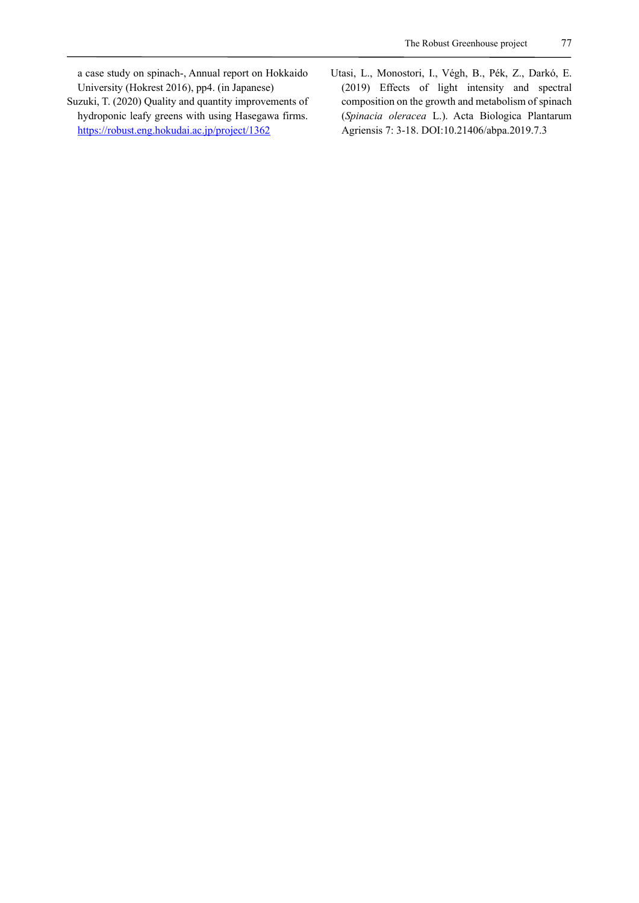a case study on spinach-, Annual report on Hokkaido University (Hokrest 2016), pp4. (in Japanese)

Suzuki, T. (2020) Quality and quantity improvements of hydroponic leafy greens with using Hasegawa firms. https://robust.eng.hokudai.ac.jp/project/1362

Utasi, L., Monostori, I., Végh, B., Pék, Z., Darkó, E. (2019) Effects of light intensity and spectral composition on the growth and metabolism of spinach (*Spinacia oleracea* L.). Acta Biologica Plantarum Agriensis 7: 3-18. DOI:10.21406/abpa.2019.7.3